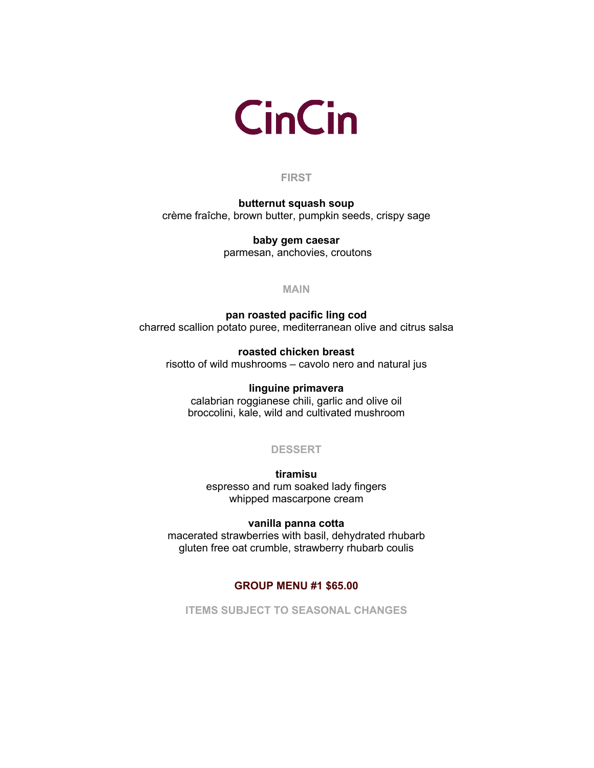# CinCin

## FIRST

**butternut squash soup**
crème fraîche, brown butter, pumpkin seeds, crispy sage

**baby gem caesar**
parmesan, anchovies, croutons

## MAIN

**pan roasted pacific ling cod**
charred scallion potato puree, mediterranean olive and citrus salsa

**roasted chicken breast**
risotto of wild mushrooms – cavolo nero and natural jus

**linguine primavera**
calabrian roggianese chili, garlic and olive oil
broccolini, kale, wild and cultivated mushroom

## DESSERT

**tiramisu**
espresso and rum soaked lady fingers
whipped mascarpone cream

**vanilla panna cotta**
macerated strawberries with basil, dehydrated rhubarb
gluten free oat crumble, strawberry rhubarb coulis

**GROUP MENU #1 $65.00**

ITEMS SUBJECT TO SEASONAL CHANGES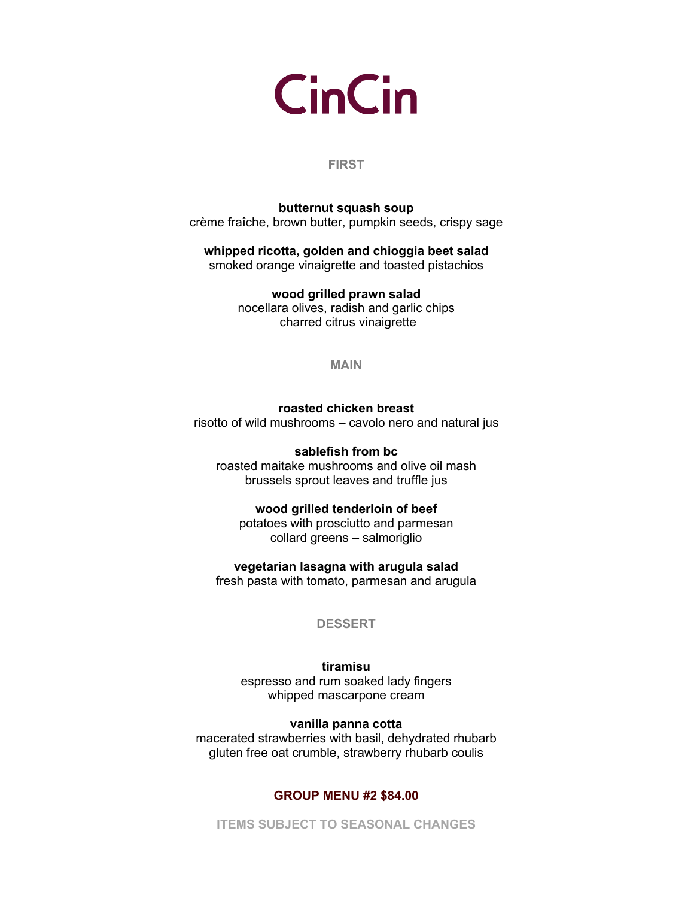# CinCin

## FIRST

**butternut squash soup**
crème fraîche, brown butter, pumpkin seeds, crispy sage

**whipped ricotta, golden and chioggia beet salad**
smoked orange vinaigrette and toasted pistachios

**wood grilled prawn salad**
nocellara olives, radish and garlic chips
charred citrus vinaigrette

## MAIN

**roasted chicken breast**
risotto of wild mushrooms – cavolo nero and natural jus

**sablefish from bc**
roasted maitake mushrooms and olive oil mash
brussels sprout leaves and truffle jus

**wood grilled tenderloin of beef**
potatoes with prosciutto and parmesan
collard greens – salmoriglio

**vegetarian lasagna with arugula salad**
fresh pasta with tomato, parmesan and arugula

## DESSERT

**tiramisu**
espresso and rum soaked lady fingers
whipped mascarpone cream

**vanilla panna cotta**
macerated strawberries with basil, dehydrated rhubarb
gluten free oat crumble, strawberry rhubarb coulis

**GROUP MENU #2 $84.00**

ITEMS SUBJECT TO SEASONAL CHANGES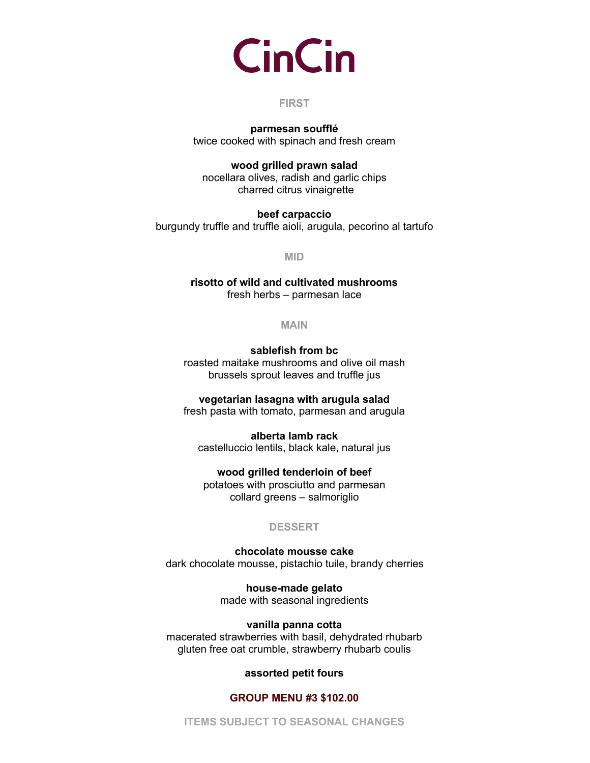# CinCin

## FIRST

**parmesan soufflé**
twice cooked with spinach and fresh cream

**wood grilled prawn salad**
nocellara olives, radish and garlic chips
charred citrus vinaigrette

**beef carpaccio**
burgundy truffle and truffle aioli, arugula, pecorino al tartufo

## MID

**risotto of wild and cultivated mushrooms**
fresh herbs – parmesan lace

## MAIN

**sablefish from bc**
roasted maitake mushrooms and olive oil mash
brussels sprout leaves and truffle jus

**vegetarian lasagna with arugula salad**
fresh pasta with tomato, parmesan and arugula

**alberta lamb rack**
castelluccio lentils, black kale, natural jus

**wood grilled tenderloin of beef**
potatoes with prosciutto and parmesan
collard greens – salmoriglio

## DESSERT

**chocolate mousse cake**
dark chocolate mousse, pistachio tuile, brandy cherries

**house-made gelato**
made with seasonal ingredients

**vanilla panna cotta**
macerated strawberries with basil, dehydrated rhubarb
gluten free oat crumble, strawberry rhubarb coulis

**assorted petit fours**

**GROUP MENU #3 $102.00**

ITEMS SUBJECT TO SEASONAL CHANGES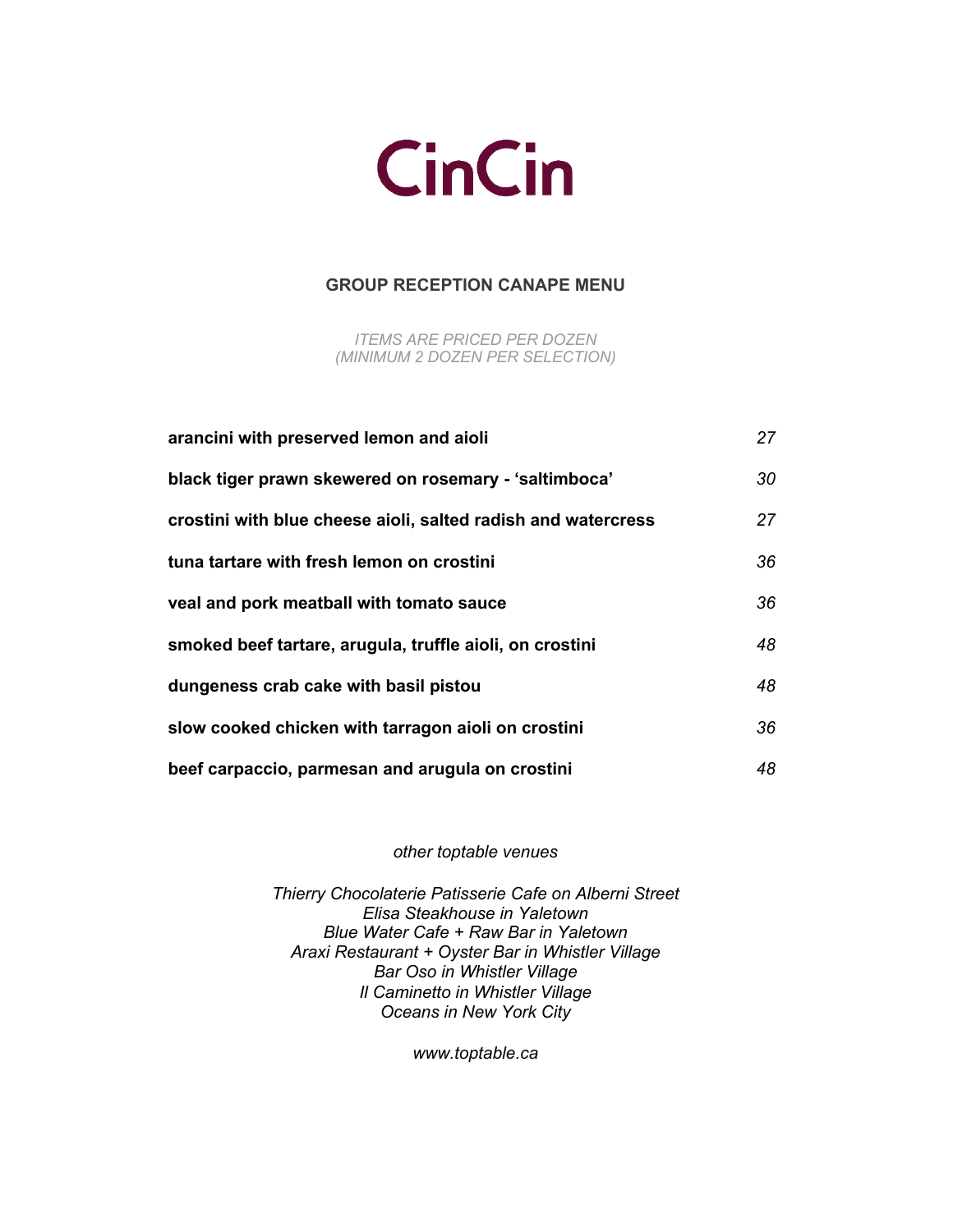# CinCin

## GROUP RECEPTION CANAPE MENU

*ITEMS ARE PRICED PER DOZEN*
*(MINIMUM 2 DOZEN PER SELECTION)*

| | |
|---|---|
| **arancini with preserved lemon and aioli** | *27* |
| **black tiger prawn skewered on rosemary - 'saltimboca'** | *30* |
| **crostini with blue cheese aioli, salted radish and watercress** | *27* |
| **tuna tartare with fresh lemon on crostini** | *36* |
| **veal and pork meatball with tomato sauce** | *36* |
| **smoked beef tartare, arugula, truffle aioli, on crostini** | *48* |
| **dungeness crab cake with basil pistou** | *48* |
| **slow cooked chicken with tarragon aioli on crostini** | *36* |
| **beef carpaccio, parmesan and arugula on crostini** | *48* |

*other toptable venues*

*Thierry Chocolaterie Patisserie Cafe on Alberni Street*
*Elisa Steakhouse in Yaletown*
*Blue Water Cafe + Raw Bar in Yaletown*
*Araxi Restaurant + Oyster Bar in Whistler Village*
*Bar Oso in Whistler Village*
*Il Caminetto in Whistler Village*
*Oceans in New York City*

*www.toptable.ca*